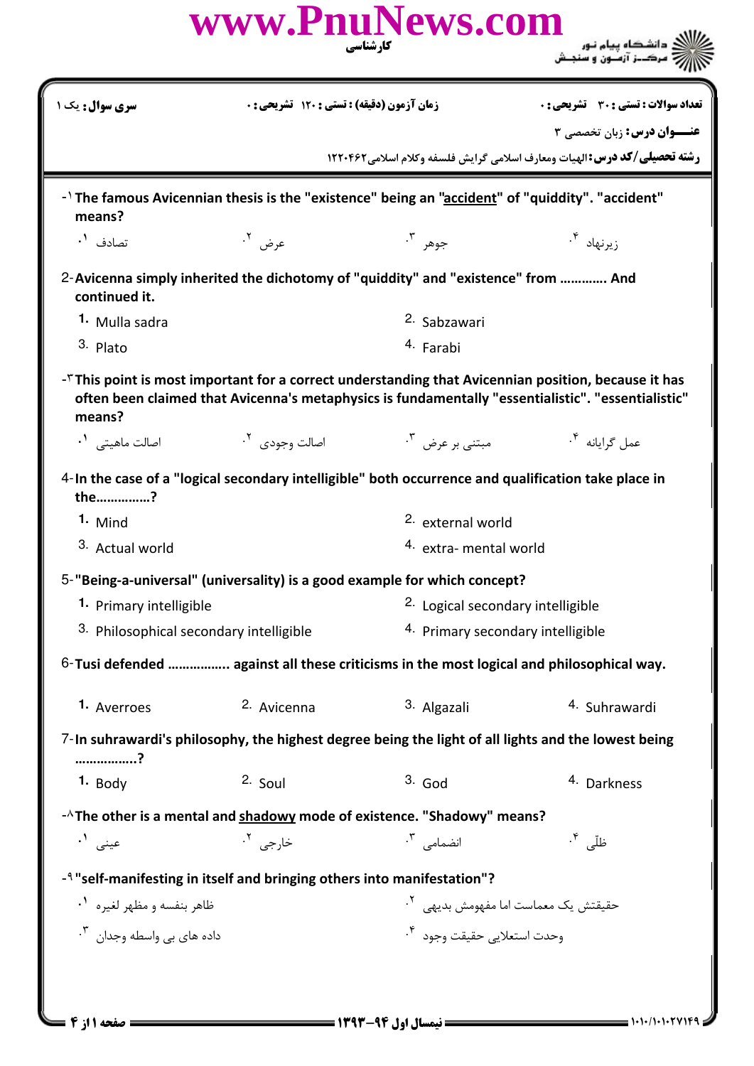www.PnuNews.com

کارشناسی

دانشگاه پیام نور
مرکز آزمون و سنجش

| سری سوال: یک ۱ | زمان آزمون (دقیقه) : تستی : ۱۲۰ تشریحی : ۰ | تعداد سوالات : تستی : ۳۰ تشریحی : ۰ |
|---|---|---|

**عنـــوان درس:** زبان تخصصی ۳

**رشته تحصیلی/کد درس:** الهیات ومعارف اسلامی گرایش فلسفه وکلام اسلامی۱۲۲۰۴۶۲

1- The famous Avicennian thesis is the "existence" being an "accident" of "quiddity". "accident" means?

۱. تصادف
۲. عرض
۳. جوهر
۴. زیرنهاد

2- Avicenna simply inherited the dichotomy of "quiddity" and "existence" from ............ And continued it.

1. Mulla sadra
2. Sabzawari
3. Plato
4. Farabi

3- This point is most important for a correct understanding that Avicennian position, because it has often been claimed that Avicenna's metaphysics is fundamentally "essentialistic". "essentialistic" means?

۱. اصالت ماهیتی
۲. اصالت وجودی
۳. مبتنی بر عرض
۴. عمل گرایانه

4- In the case of a "logical secondary intelligible" both occurrence and qualification take place in the...............?

1. Mind
2. external world
3. Actual world
4. extra- mental world

5- "Being-a-universal" (universality) is a good example for which concept?

1. Primary intelligible
2. Logical secondary intelligible
3. Philosophical secondary intelligible
4. Primary secondary intelligible

6- Tusi defended ................. against all these criticisms in the most logical and philosophical way.

1. Averroes
2. Avicenna
3. Algazali
4. Suhrawardi

7- In suhrawardi's philosophy, the highest degree being the light of all lights and the lowest being .................?

1. Body
2. Soul
3. God
4. Darkness

8- The other is a mental and shadowy mode of existence. "Shadowy" means?

۱. عینی
۲. خارجی
۳. انضمامی
۴. ظلّی

9- "self-manifesting in itself and bringing others into manifestation"?

۱. ظاهر بنفسه و مظهر لغیره
۲. حقیقتش یک معماست اما مفهومش بدیهی
۳. داده های بی واسطه وجدان
۴. وحدت استعلایی حقیقت وجود

نیمسال اول ۹۴-۱۳۹۳

۱۰۱۰/۱۰۱۰۲۷۱۴۹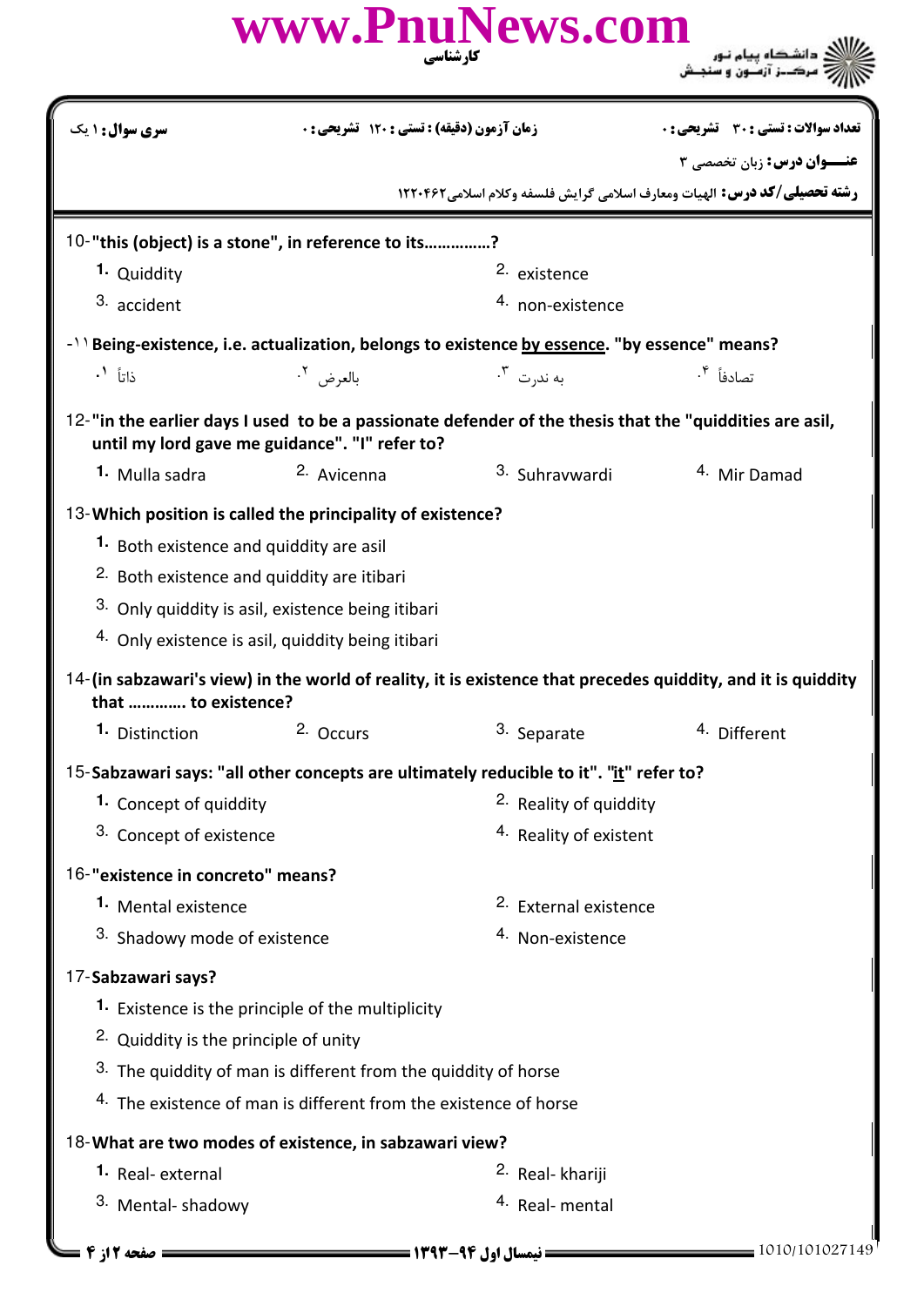| سری سوال: ۱ یک | زمان آزمون (دقیقه) : تستی : ۱۲۰ تشریحی : ۰ | تعداد سوالات : تستی : ۳۰ تشریحی : ۰ |
|---|---|---|

**عنـــوان درس:** زبان تخصصی ۳

**رشته تحصیلی/کد درس:** الهیات ومعارف اسلامی گرایش فلسفه وکلام اسلامی۱۲۲۰۴۶۲

10- **"this (object) is a stone", in reference to its……………?**

1. Quiddity
2. existence
3. accident
4. non-existence

۱۱- **Being-existence, i.e. actualization, belongs to existence by essence. "by essence" means?**

۱. ذاتاً
۲. بالعرض
۳. به ندرت
۴. تصادفاً

12- **"in the earlier days I used to be a passionate defender of the thesis that the "quiddities are asil, until my lord gave me guidance". "I" refer to?**

1. Mulla sadra
2. Avicenna
3. Suhravwardi
4. Mir Damad

13- **Which position is called the principality of existence?**

1. Both existence and quiddity are asil
2. Both existence and quiddity are itibari
3. Only quiddity is asil, existence being itibari
4. Only existence is asil, quiddity being itibari

14- **(in sabzawari's view) in the world of reality, it is existence that precedes quiddity, and it is quiddity that …………. to existence?**

1. Distinction
2. Occurs
3. Separate
4. Different

15- **Sabzawari says: "all other concepts are ultimately reducible to it". "it" refer to?**

1. Concept of quiddity
2. Reality of quiddity
3. Concept of existence
4. Reality of existent

16- **"existence in concreto" means?**

1. Mental existence
2. External existence
3. Shadowy mode of existence
4. Non-existence

17- **Sabzawari says?**

1. Existence is the principle of the multiplicity
2. Quiddity is the principle of unity
3. The quiddity of man is different from the quiddity of horse
4. The existence of man is different from the existence of horse

18- **What are two modes of existence, in sabzawari view?**

1. Real- external
2. Real- khariji
3. Mental- shadowy
4. Real- mental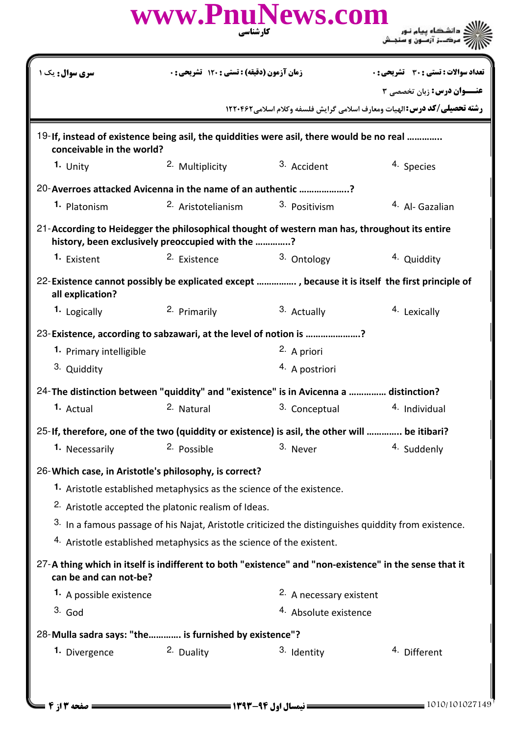سری سوال: یک ۱ | زمان آزمون (دقیقه) : تستی : ۱۲۰ تشریحی : ۰ | تعداد سوالات : تستی : ۳۰ تشریحی : ۰

**عنـــوان درس:** زبان تخصصی ۳

**رشته تحصیلی/کد درس:** الهیات ومعارف اسلامی گرایش فلسفه وکلام اسلامی۱۲۲۰۴۶۲

19- **If, instead of existence being asil, the quiddities were asil, there would be no real ............. conceivable in the world?**

1. Unity
2. Multiplicity
3. Accident
4. Species

20- **Averroes attacked Avicenna in the name of an authentic ...................?**

1. Platonism
2. Aristotelianism
3. Positivism
4. Al- Gazalian

21- **According to Heidegger the philosophical thought of western man has, throughout its entire history, been exclusively preoccupied with the .............?**

1. Existent
2. Existence
3. Ontology
4. Quiddity

22- **Existence cannot possibly be explicated except ............... , because it is itself the first principle of all explication?**

1. Logically
2. Primarily
3. Actually
4. Lexically

23- **Existence, according to sabzawari, at the level of notion is .....................?**

1. Primary intelligible
2. A priori
3. Quiddity
4. A postriori

24- **The distinction between "quiddity" and "existence" is in Avicenna a .............. distinction?**

1. Actual
2. Natural
3. Conceptual
4. Individual

25- **If, therefore, one of the two (quiddity or existence) is asil, the other will ............. be itibari?**

1. Necessarily
2. Possible
3. Never
4. Suddenly

26- **Which case, in Aristotle's philosophy, is correct?**

1. Aristotle established metaphysics as the science of the existence.
2. Aristotle accepted the platonic realism of Ideas.
3. In a famous passage of his Najat, Aristotle criticized the distinguishes quiddity from existence.
4. Aristotle established metaphysics as the science of the existent.

27- **A thing which in itself is indifferent to both "existence" and "non-existence" in the sense that it can be and can not-be?**

1. A possible existence
2. A necessary existent
3. God
4. Absolute existence

28- **Mulla sadra says: "the............ is furnished by existence"?**

1. Divergence
2. Duality
3. Identity
4. Different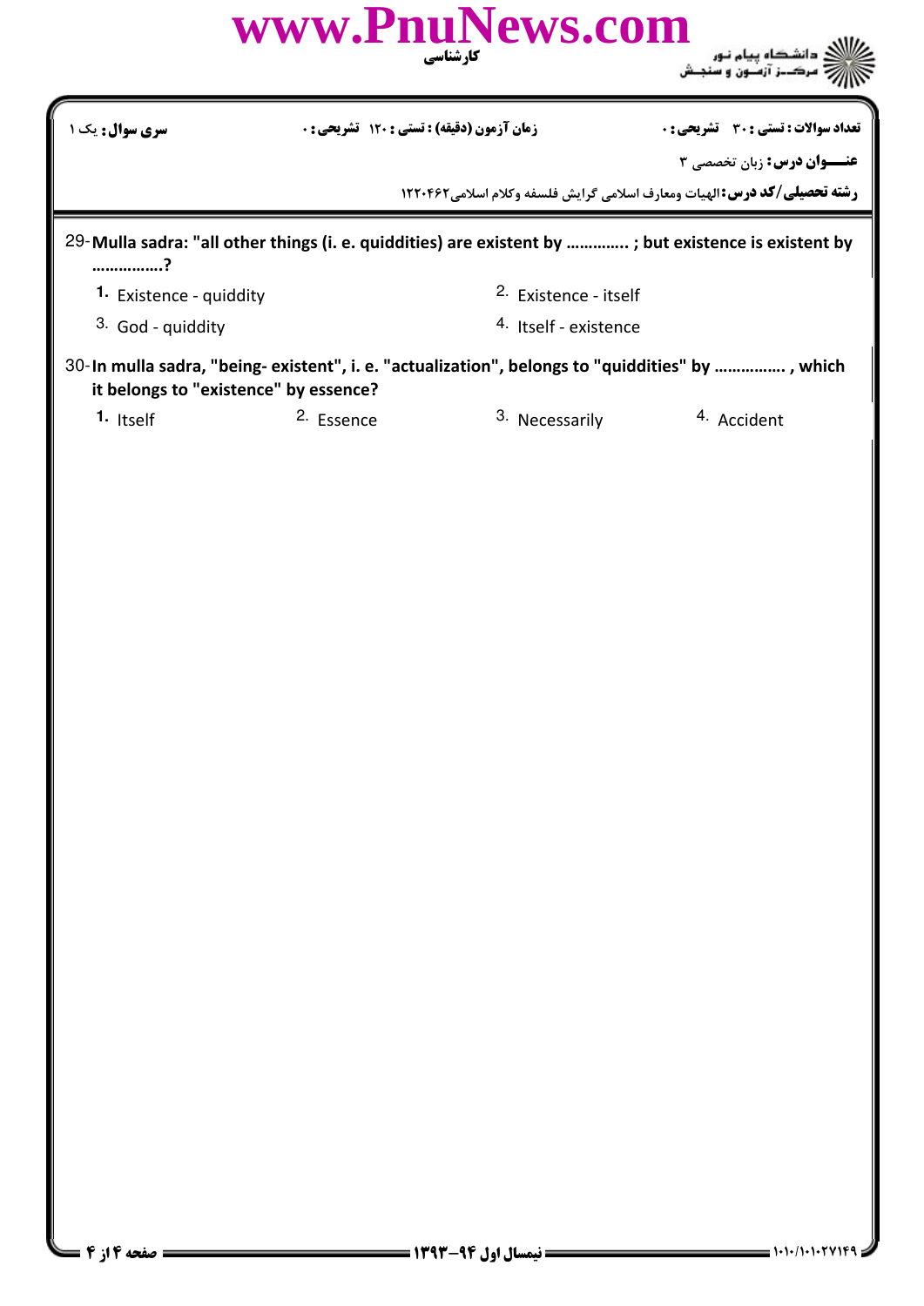29-**Mulla sadra: "all other things (i. e. quiddities) are existent by ............. ; but existence is existent by ................?**

1. Existence - quiddity
2. Existence - itself
3. God - quiddity
4. Itself - existence

30-**In mulla sadra, "being- existent", i. e. "actualization", belongs to "quiddities" by ................ , which it belongs to "existence" by essence?**

1. Itself
2. Essence
3. Necessarily
4. Accident